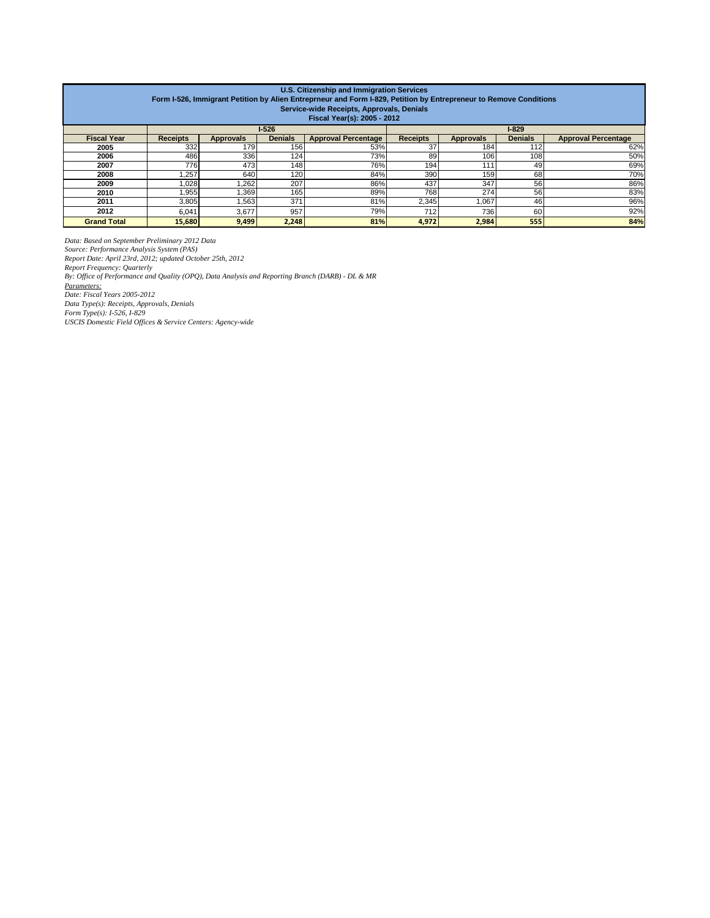**U.S. Citizenship and Immigration Services**
**Form I-526, Immigrant Petition by Alien Entreprneur and Form I-829, Petition by Entrepreneur to Remove Conditions**
**Service-wide Receipts, Approvals, Denials**
**Fiscal Year(s): 2005 - 2012**

| | I-526 | | | | I-829 | | | |
|---|---|---|---|---|---|---|---|---|
| **Fiscal Year** | **Receipts** | **Approvals** | **Denials** | **Approval Percentage** | **Receipts** | **Approvals** | **Denials** | **Approval Percentage** |
| **2005** | 332 | 179 | 156 | 53% | 37 | 184 | 112 | 62% |
| **2006** | 486 | 336 | 124 | 73% | 89 | 106 | 108 | 50% |
| **2007** | 776 | 473 | 148 | 76% | 194 | 111 | 49 | 69% |
| **2008** | 1,257 | 640 | 120 | 84% | 390 | 159 | 68 | 70% |
| **2009** | 1,028 | 1,262 | 207 | 86% | 437 | 347 | 56 | 86% |
| **2010** | 1,955 | 1,369 | 165 | 89% | 768 | 274 | 56 | 83% |
| **2011** | 3,805 | 1,563 | 371 | 81% | 2,345 | 1,067 | 46 | 96% |
| **2012** | 6,041 | 3,677 | 957 | 79% | 712 | 736 | 60 | 92% |
| **Grand Total** | **15,680** | **9,499** | **2,248** | **81%** | **4,972** | **2,984** | **555** | **84%** |

*Data: Based on September Preliminary 2012 Data*
*Source: Performance Analysis System (PAS)*
*Report Date: April 23rd, 2012; updated October 25th, 2012*
*Report Frequency: Quarterly*
*By: Office of Performance and Quality (OPQ), Data Analysis and Reporting Branch (DARB) - DL & MR*
*Parameters:*
*Date: Fiscal Years 2005-2012*
*Data Type(s): Receipts, Approvals, Denials*
*Form Type(s): I-526, I-829*
*USCIS Domestic Field Offices & Service Centers: Agency-wide*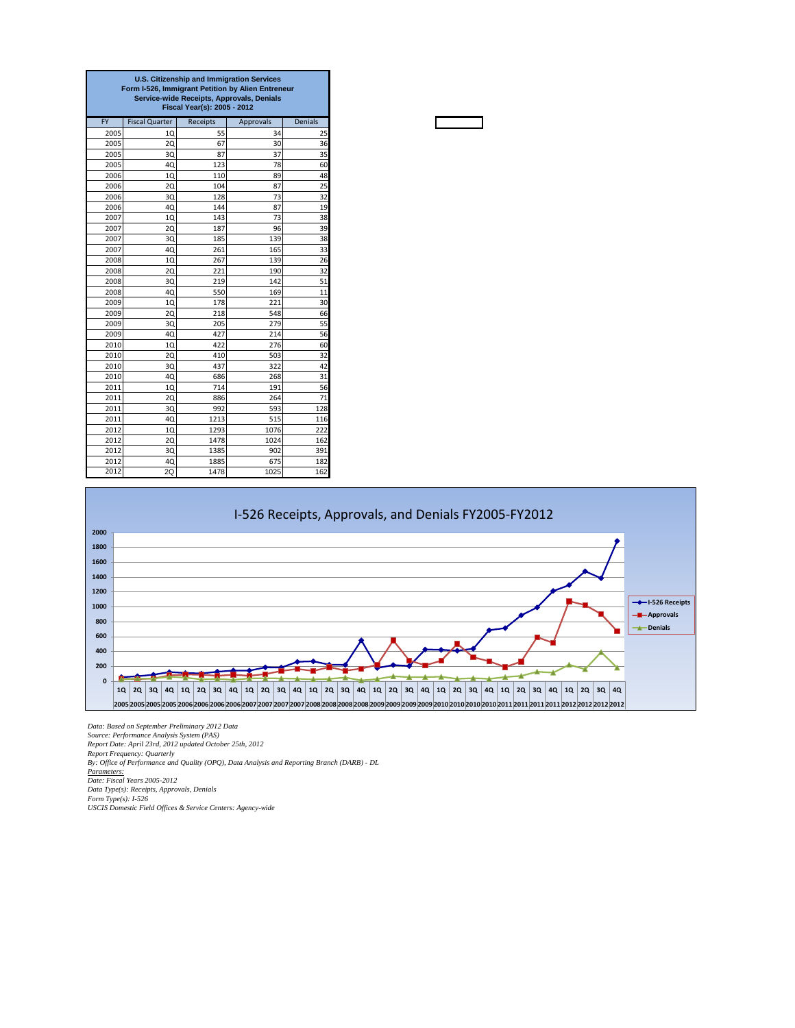**U.S. Citizenship and Immigration Services**
**Form I-526, Immigrant Petition by Alien Entreneur**
**Service-wide Receipts, Approvals, Denials**
**Fiscal Year(s): 2005 - 2012**

| FY | Fiscal Quarter | Receipts | Approvals | Denials |
|---|---|---|---|---|
| 2005 | 1Q | 55 | 34 | 25 |
| 2005 | 2Q | 67 | 30 | 36 |
| 2005 | 3Q | 87 | 37 | 35 |
| 2005 | 4Q | 123 | 78 | 60 |
| 2006 | 1Q | 110 | 89 | 48 |
| 2006 | 2Q | 104 | 87 | 25 |
| 2006 | 3Q | 128 | 73 | 32 |
| 2006 | 4Q | 144 | 87 | 19 |
| 2007 | 1Q | 143 | 73 | 38 |
| 2007 | 2Q | 187 | 96 | 39 |
| 2007 | 3Q | 185 | 139 | 38 |
| 2007 | 4Q | 261 | 165 | 33 |
| 2008 | 1Q | 267 | 139 | 26 |
| 2008 | 2Q | 221 | 190 | 32 |
| 2008 | 3Q | 219 | 142 | 51 |
| 2008 | 4Q | 550 | 169 | 11 |
| 2009 | 1Q | 178 | 221 | 30 |
| 2009 | 2Q | 218 | 548 | 66 |
| 2009 | 3Q | 205 | 279 | 55 |
| 2009 | 4Q | 427 | 214 | 56 |
| 2010 | 1Q | 422 | 276 | 60 |
| 2010 | 2Q | 410 | 503 | 32 |
| 2010 | 3Q | 437 | 322 | 42 |
| 2010 | 4Q | 686 | 268 | 31 |
| 2011 | 1Q | 714 | 191 | 56 |
| 2011 | 2Q | 886 | 264 | 71 |
| 2011 | 3Q | 992 | 593 | 128 |
| 2011 | 4Q | 1213 | 515 | 116 |
| 2012 | 1Q | 1293 | 1076 | 222 |
| 2012 | 2Q | 1478 | 1024 | 162 |
| 2012 | 3Q | 1385 | 902 | 391 |
| 2012 | 4Q | 1885 | 675 | 182 |
| 2012 | 2Q | 1478 | 1025 | 162 |

I-526 Receipts, Approvals, and Denials FY2005-FY2012

*Data: Based on September Preliminary 2012 Data*
*Source: Performance Analysis System (PAS)*
*Report Date: April 23rd, 2012 updated October 25th, 2012*
*Report Frequency: Quarterly*
*By: Office of Performance and Quality (OPQ), Data Analysis and Reporting Branch (DARB) - DL*
*Parameters:*
*Date: Fiscal Years 2005-2012*
*Data Type(s): Receipts, Approvals, Denials*
*Form Type(s): I-526*
*USCIS Domestic Field Offices & Service Centers: Agency-wide*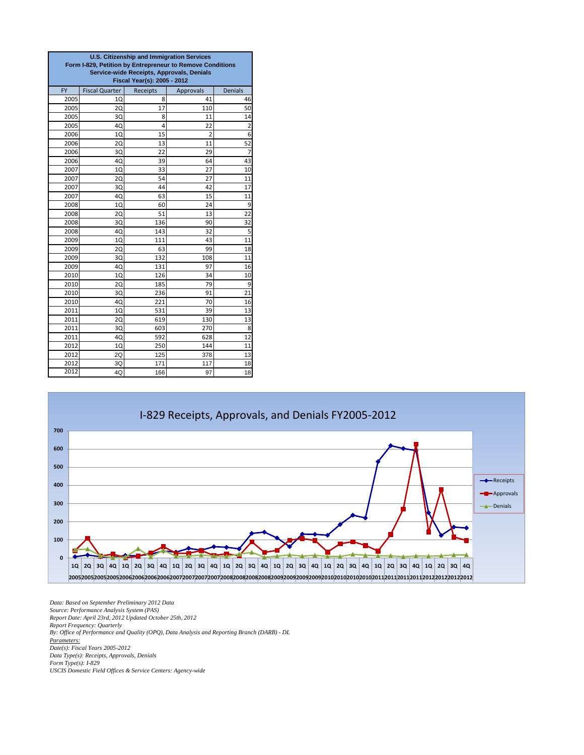| U.S. Citizenship and Immigration Services<br>Form I-829, Petition by Entrepreneur to Remove Conditions<br>Service-wide Receipts, Approvals, Denials<br>Fiscal Year(s): 2005 - 2012 | | | | |
|---|---|---|---|---|
| FY | Fiscal Quarter | Receipts | Approvals | Denials |
| 2005 | 1Q | 8 | 41 | 46 |
| 2005 | 2Q | 17 | 110 | 50 |
| 2005 | 3Q | 8 | 11 | 14 |
| 2005 | 4Q | 4 | 22 | 2 |
| 2006 | 1Q | 15 | 2 | 6 |
| 2006 | 2Q | 13 | 11 | 52 |
| 2006 | 3Q | 22 | 29 | 7 |
| 2006 | 4Q | 39 | 64 | 43 |
| 2007 | 1Q | 33 | 27 | 10 |
| 2007 | 2Q | 54 | 27 | 11 |
| 2007 | 3Q | 44 | 42 | 17 |
| 2007 | 4Q | 63 | 15 | 11 |
| 2008 | 1Q | 60 | 24 | 9 |
| 2008 | 2Q | 51 | 13 | 22 |
| 2008 | 3Q | 136 | 90 | 32 |
| 2008 | 4Q | 143 | 32 | 5 |
| 2009 | 1Q | 111 | 43 | 11 |
| 2009 | 2Q | 63 | 99 | 18 |
| 2009 | 3Q | 132 | 108 | 11 |
| 2009 | 4Q | 131 | 97 | 16 |
| 2010 | 1Q | 126 | 34 | 10 |
| 2010 | 2Q | 185 | 79 | 9 |
| 2010 | 3Q | 236 | 91 | 21 |
| 2010 | 4Q | 221 | 70 | 16 |
| 2011 | 1Q | 531 | 39 | 13 |
| 2011 | 2Q | 619 | 130 | 13 |
| 2011 | 3Q | 603 | 270 | 8 |
| 2011 | 4Q | 592 | 628 | 12 |
| 2012 | 1Q | 250 | 144 | 11 |
| 2012 | 2Q | 125 | 378 | 13 |
| 2012 | 3Q | 171 | 117 | 18 |
| 2012 | 4Q | 166 | 97 | 18 |

I-829 Receipts, Approvals, and Denials FY2005-2012

*Data: Based on September Preliminary 2012 Data*
*Source: Performance Analysis System (PAS)*
*Report Date: April 23rd, 2012 Updated October 25th, 2012*
*Report Frequency: Quarterly*
*By: Office of Performance and Quality (OPQ), Data Analysis and Reporting Branch (DARB) - DL*
*Parameters:*
*Date(s): Fiscal Years 2005-2012*
*Data Type(s): Receipts, Approvals, Denials*
*Form Type(s): I-829*
*USCIS Domestic Field Offices & Service Centers: Agency-wide*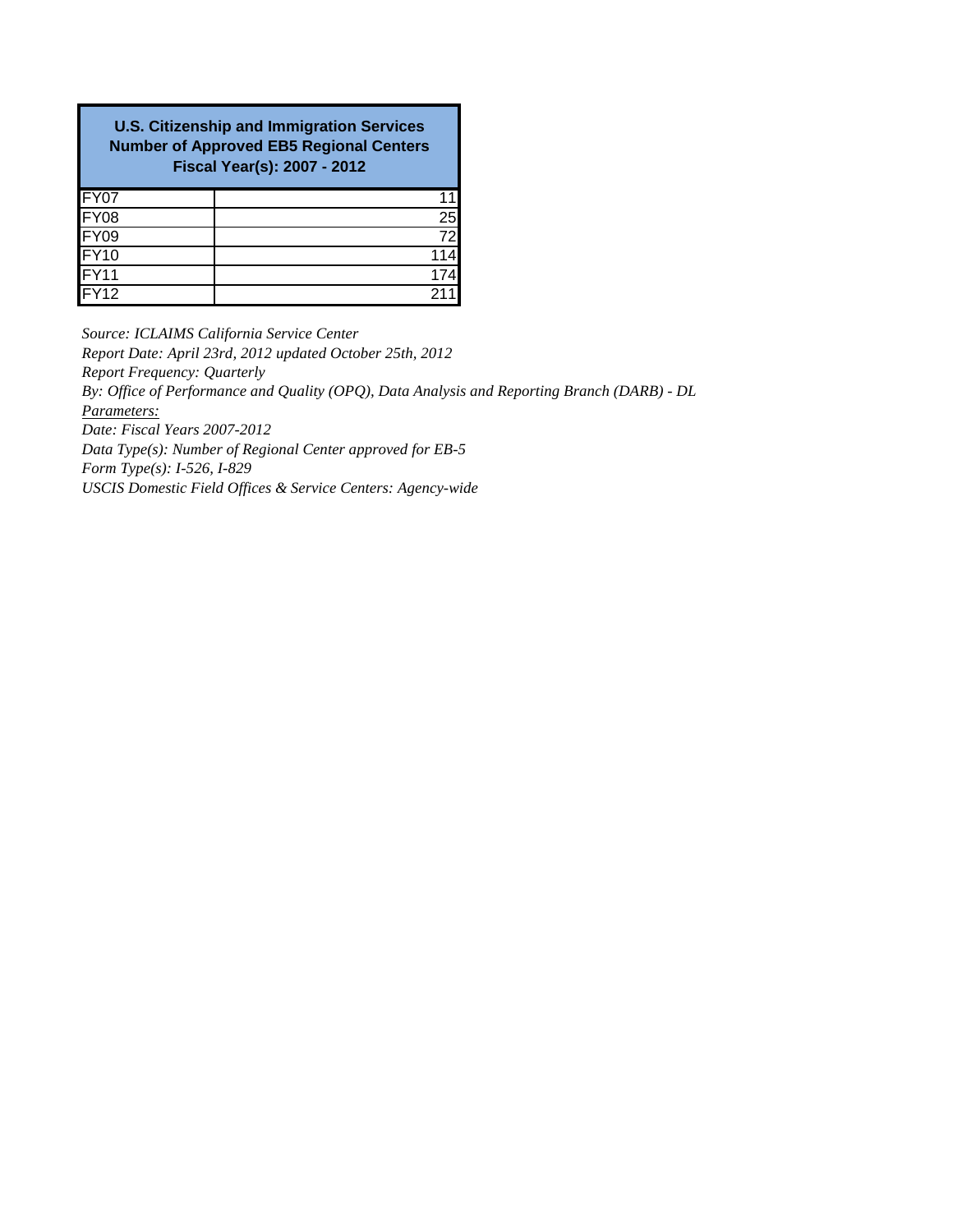| U.S. Citizenship and Immigration Services<br>Number of Approved EB5 Regional Centers<br>Fiscal Year(s): 2007 - 2012 | |
|---|---|
| FY07 | 11 |
| FY08 | 25 |
| FY09 | 72 |
| FY10 | 114 |
| FY11 | 174 |
| FY12 | 211 |

*Source: ICLAIMS California Service Center*
*Report Date: April 23rd, 2012 updated October 25th, 2012*
*Report Frequency: Quarterly*
*By: Office of Performance and Quality (OPQ), Data Analysis and Reporting Branch (DARB) - DL*
*Parameters:*
*Date: Fiscal Years 2007-2012*
*Data Type(s): Number of Regional Center approved for EB-5*
*Form Type(s): I-526, I-829*
*USCIS Domestic Field Offices & Service Centers: Agency-wide*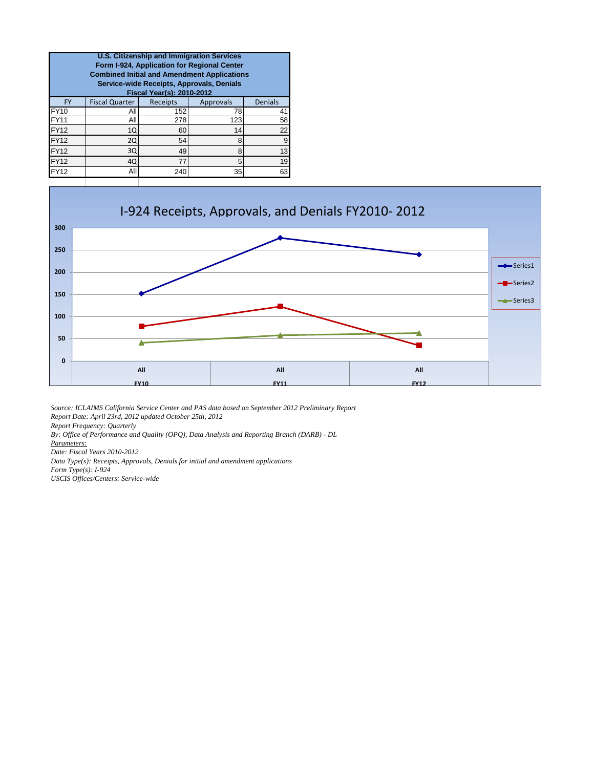**U.S. Citizenship and Immigration Services**
**Form I-924, Application for Regional Center**
**Combined Initial and Amendment Applications**
**Service-wide Receipts, Approvals, Denials**
**Fiscal Year(s): 2010-2012**

| FY | Fiscal Quarter | Receipts | Approvals | Denials |
|---|---|---|---|---|
| FY10 | All | 152 | 78 | 41 |
| FY11 | All | 278 | 123 | 58 |
| FY12 | 1Q | 60 | 14 | 22 |
| FY12 | 2Q | 54 | 8 | 9 |
| FY12 | 3Q | 49 | 8 | 13 |
| FY12 | 4Q | 77 | 5 | 19 |
| FY12 | All | 240 | 35 | 63 |

I-924 Receipts, Approvals, and Denials FY2010- 2012

300
250
200
150
100
50
0

All
FY10
All
FY11
All
FY12

Series1
Series2
Series3

*Source: ICLAIMS California Service Center and PAS data based on September 2012 Preliminary Report*
*Report Date: April 23rd, 2012 updated October 25th, 2012*
*Report Frequency: Quarterly*
*By: Office of Performance and Quality (OPQ), Data Analysis and Reporting Branch (DARB) - DL*
*Parameters:*
*Date: Fiscal Years 2010-2012*
*Data Type(s): Receipts, Approvals, Denials for initial and amendment applications*
*Form Type(s): I-924*
*USCIS Offices/Centers: Service-wide*